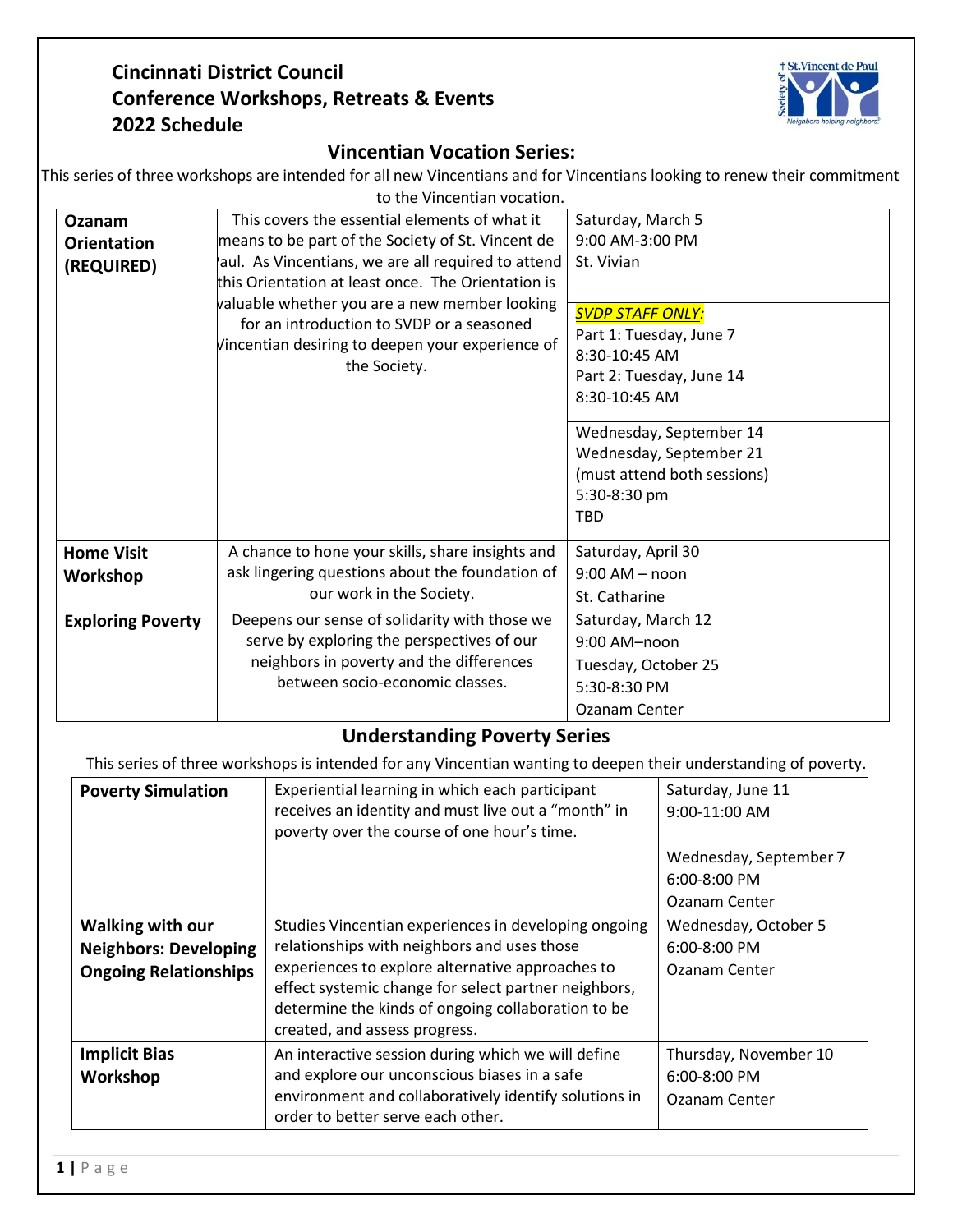# Cincinnati District Council
# Conference Workshops, Retreats & Events
# 2022 Schedule

## Vincentian Vocation Series:

This series of three workshops are intended for all new Vincentians and for Vincentians looking to renew their commitment to the Vincentian vocation.

| | | |
|---|---|---|
| **Ozanam Orientation (REQUIRED)** | This covers the essential elements of what it means to be part of the Society of St. Vincent de Paul. As Vincentians, we are all required to attend this Orientation at least once. The Orientation is valuable whether you are a new member looking for an introduction to SVDP or a seasoned Vincentian desiring to deepen your experience of the Society. | Saturday, March 5<br>9:00 AM-3:00 PM<br>St. Vivian<br><br>*SVDP STAFF ONLY:*<br>Part 1: Tuesday, June 7<br>8:30-10:45 AM<br>Part 2: Tuesday, June 14<br>8:30-10:45 AM<br><br>Wednesday, September 14<br>Wednesday, September 21<br>(must attend both sessions)<br>5:30-8:30 pm<br>TBD |
| **Home Visit Workshop** | A chance to hone your skills, share insights and ask lingering questions about the foundation of our work in the Society. | Saturday, April 30<br>9:00 AM – noon<br>St. Catharine |
| **Exploring Poverty** | Deepens our sense of solidarity with those we serve by exploring the perspectives of our neighbors in poverty and the differences between socio-economic classes. | Saturday, March 12<br>9:00 AM–noon<br>Tuesday, October 25<br>5:30-8:30 PM<br>Ozanam Center |

## Understanding Poverty Series

This series of three workshops is intended for any Vincentian wanting to deepen their understanding of poverty.

| | | |
|---|---|---|
| **Poverty Simulation** | Experiential learning in which each participant receives an identity and must live out a "month" in poverty over the course of one hour's time. | Saturday, June 11<br>9:00-11:00 AM<br><br>Wednesday, September 7<br>6:00-8:00 PM<br>Ozanam Center |
| **Walking with our Neighbors: Developing Ongoing Relationships** | Studies Vincentian experiences in developing ongoing relationships with neighbors and uses those experiences to explore alternative approaches to effect systemic change for select partner neighbors, determine the kinds of ongoing collaboration to be created, and assess progress. | Wednesday, October 5<br>6:00-8:00 PM<br>Ozanam Center |
| **Implicit Bias Workshop** | An interactive session during which we will define and explore our unconscious biases in a safe environment and collaboratively identify solutions in order to better serve each other. | Thursday, November 10<br>6:00-8:00 PM<br>Ozanam Center |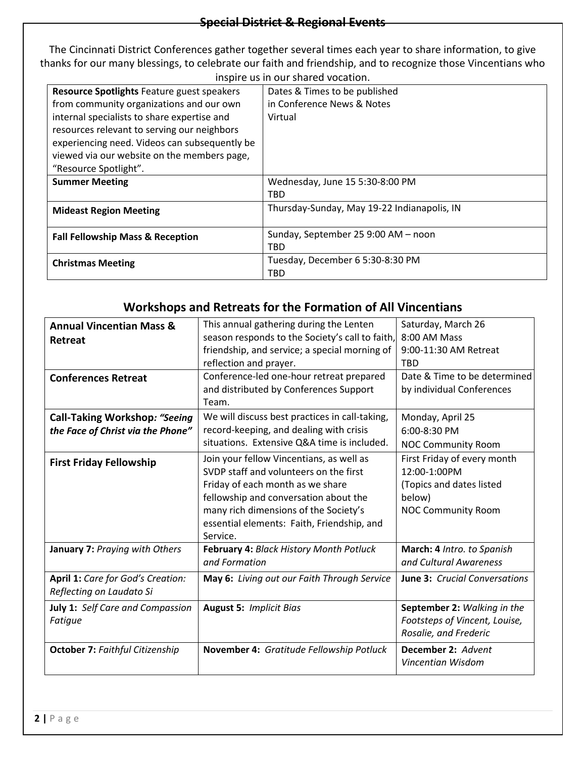## Special District & Regional Events

The Cincinnati District Conferences gather together several times each year to share information, to give thanks for our many blessings, to celebrate our faith and friendship, and to recognize those Vincentians who inspire us in our shared vocation.

| | |
|---|---|
| **Resource Spotlights** Feature guest speakers from community organizations and our own internal specialists to share expertise and resources relevant to serving our neighbors experiencing need. Videos can subsequently be viewed via our website on the members page, "Resource Spotlight". | Dates & Times to be published in Conference News & Notes<br>Virtual |
| **Summer Meeting** | Wednesday, June 15 5:30-8:00 PM<br>TBD |
| **Mideast Region Meeting** | Thursday-Sunday, May 19-22 Indianapolis, IN |
| **Fall Fellowship Mass & Reception** | Sunday, September 25 9:00 AM – noon<br>TBD |
| **Christmas Meeting** | Tuesday, December 6 5:30-8:30 PM<br>TBD |

## Workshops and Retreats for the Formation of All Vincentians

| | | |
|---|---|---|
| **Annual Vincentian Mass & Retreat** | This annual gathering during the Lenten season responds to the Society's call to faith, friendship, and service; a special morning of reflection and prayer. | Saturday, March 26<br>8:00 AM Mass<br>9:00-11:30 AM Retreat<br>TBD |
| **Conferences Retreat** | Conference-led one-hour retreat prepared and distributed by Conferences Support Team. | Date & Time to be determined by individual Conferences |
| **Call-Taking Workshop: *"Seeing the Face of Christ via the Phone"*** | We will discuss best practices in call-taking, record-keeping, and dealing with crisis situations. Extensive Q&A time is included. | Monday, April 25<br>6:00-8:30 PM<br>NOC Community Room |
| **First Friday Fellowship** | Join your fellow Vincentians, as well as SVDP staff and volunteers on the first Friday of each month as we share fellowship and conversation about the many rich dimensions of the Society's essential elements: Faith, Friendship, and Service. | First Friday of every month<br>12:00-1:00PM<br>(Topics and dates listed below)<br>NOC Community Room |
| **January 7:** *Praying with Others* | **February 4:** *Black History Month Potluck and Formation* | **March: 4** *Intro. to Spanish and Cultural Awareness* |
| **April 1:** *Care for God's Creation: Reflecting on Laudato Si* | **May 6:** *Living out our Faith Through Service* | **June 3:** *Crucial Conversations* |
| **July 1:** *Self Care and Compassion Fatigue* | **August 5:** *Implicit Bias* | **September 2:** *Walking in the Footsteps of Vincent, Louise, Rosalie, and Frederic* |
| **October 7:** *Faithful Citizenship* | **November 4:** *Gratitude Fellowship Potluck* | **December 2:** *Advent Vincentian Wisdom* |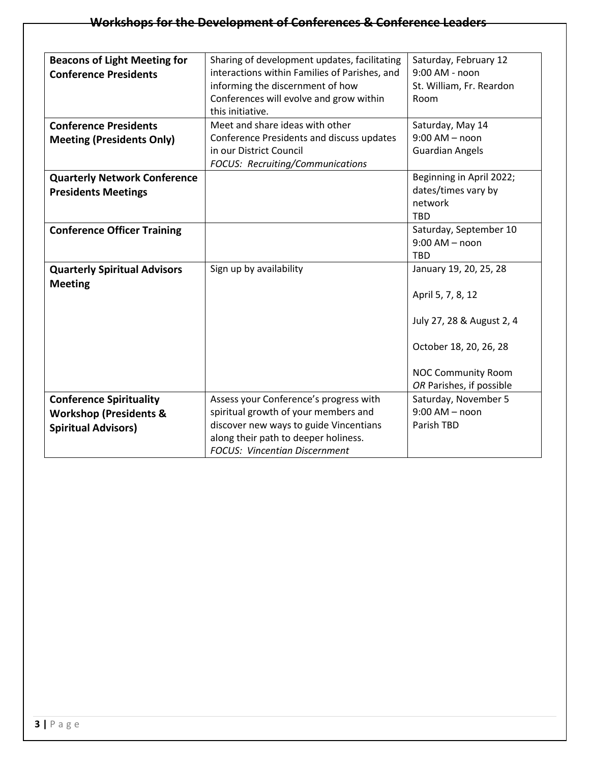## Workshops for the Development of Conferences & Conference Leaders

| | | |
|---|---|---|
| **Beacons of Light Meeting for Conference Presidents** | Sharing of development updates, facilitating interactions within Families of Parishes, and informing the discernment of how Conferences will evolve and grow within this initiative. | Saturday, February 12<br>9:00 AM - noon<br>St. William, Fr. Reardon Room |
| **Conference Presidents Meeting (Presidents Only)** | Meet and share ideas with other Conference Presidents and discuss updates in our District Council<br>*FOCUS: Recruiting/Communications* | Saturday, May 14<br>9:00 AM – noon<br>Guardian Angels |
| **Quarterly Network Conference Presidents Meetings** | | Beginning in April 2022; dates/times vary by network<br>TBD |
| **Conference Officer Training** | | Saturday, September 10<br>9:00 AM – noon<br>TBD |
| **Quarterly Spiritual Advisors Meeting** | Sign up by availability | January 19, 20, 25, 28<br><br>April 5, 7, 8, 12<br><br>July 27, 28 & August 2, 4<br><br>October 18, 20, 26, 28<br><br>NOC Community Room<br>*OR* Parishes, if possible |
| **Conference Spirituality Workshop (Presidents & Spiritual Advisors)** | Assess your Conference's progress with spiritual growth of your members and discover new ways to guide Vincentians along their path to deeper holiness.<br>*FOCUS: Vincentian Discernment* | Saturday, November 5<br>9:00 AM – noon<br>Parish TBD |